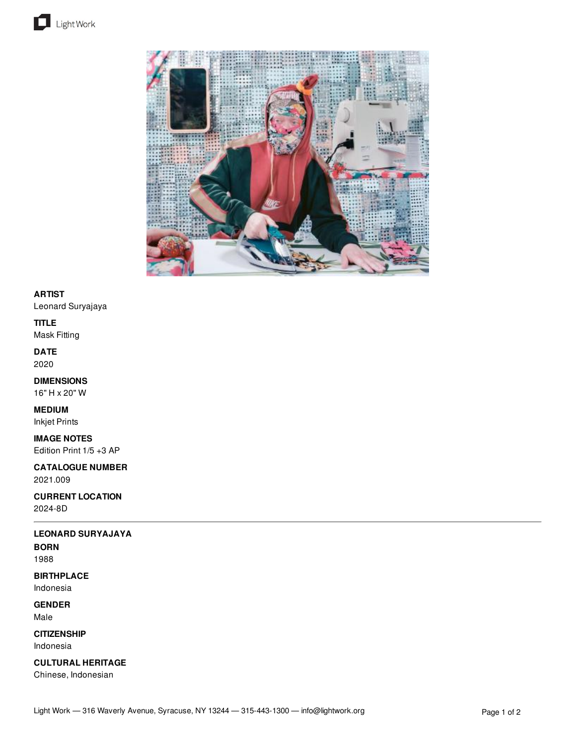**ARTIST**
Leonard Suryajaya

**TITLE**
Mask Fitting

**DATE**
2020

**DIMENSIONS**
16" H x 20" W

**MEDIUM**
Inkjet Prints

**IMAGE NOTES**
Edition Print 1/5 +3 AP

**CATALOGUE NUMBER**
2021.009

**CURRENT LOCATION**
2024-8D

---

**LEONARD SURYAJAYA**

**BORN**
1988

**BIRTHPLACE**
Indonesia

**GENDER**
Male

**CITIZENSHIP**
Indonesia

**CULTURAL HERITAGE**
Chinese, Indonesian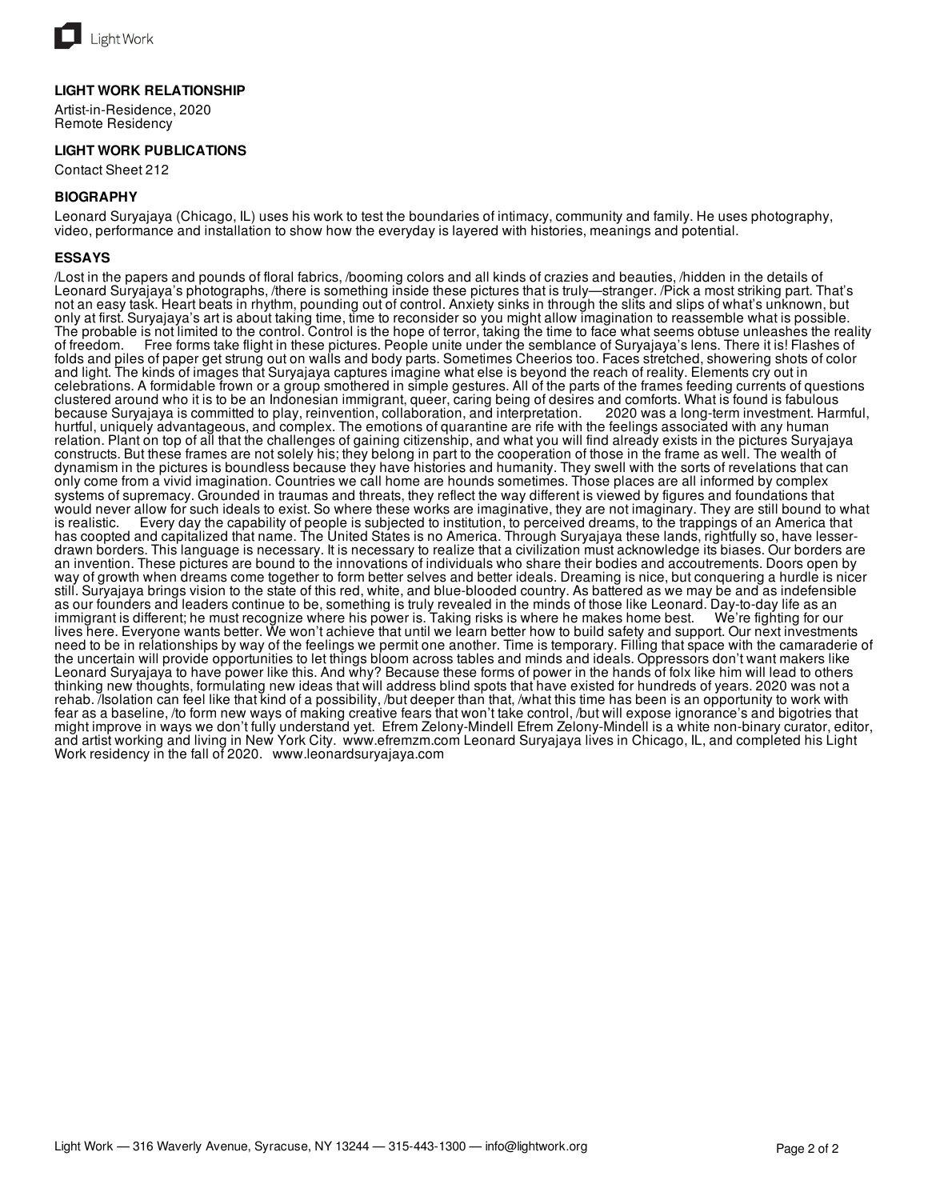## LIGHT WORK RELATIONSHIP

Artist-in-Residence, 2020
Remote Residency

## LIGHT WORK PUBLICATIONS

Contact Sheet 212

## BIOGRAPHY

Leonard Suryajaya (Chicago, IL) uses his work to test the boundaries of intimacy, community and family. He uses photography, video, performance and installation to show how the everyday is layered with histories, meanings and potential.

## ESSAYS

/Lost in the papers and pounds of floral fabrics, /booming colors and all kinds of crazies and beauties, /hidden in the details of Leonard Suryajaya's photographs, /there is something inside these pictures that is truly—stranger. /Pick a most striking part. That's not an easy task. Heart beats in rhythm, pounding out of control. Anxiety sinks in through the slits and slips of what's unknown, but only at first. Suryajaya's art is about taking time, time to reconsider so you might allow imagination to reassemble what is possible. The probable is not limited to the control. Control is the hope of terror, taking the time to face what seems obtuse unleashes the reality of freedom. Free forms take flight in these pictures. People unite under the semblance of Suryajaya's lens. There it is! Flashes of folds and piles of paper get strung out on walls and body parts. Sometimes Cheerios too. Faces stretched, showering shots of color and light. The kinds of images that Suryajaya captures imagine what else is beyond the reach of reality. Elements cry out in celebrations. A formidable frown or a group smothered in simple gestures. All of the parts of the frames feeding currents of questions clustered around who it is to be an Indonesian immigrant, queer, caring being of desires and comforts. What is found is fabulous because Suryajaya is committed to play, reinvention, collaboration, and interpretation. 2020 was a long-term investment. Harmful, hurtful, uniquely advantageous, and complex. The emotions of quarantine are rife with the feelings associated with any human relation. Plant on top of all that the challenges of gaining citizenship, and what you will find already exists in the pictures Suryajaya constructs. But these frames are not solely his; they belong in part to the cooperation of those in the frame as well. The wealth of dynamism in the pictures is boundless because they have histories and humanity. They swell with the sorts of revelations that can only come from a vivid imagination. Countries we call home are hounds sometimes. Those places are all informed by complex systems of supremacy. Grounded in traumas and threats, they reflect the way different is viewed by figures and foundations that would never allow for such ideals to exist. So where these works are imaginative, they are not imaginary. They are still bound to what is realistic. Every day the capability of people is subjected to institution, to perceived dreams, to the trappings of an America that has coopted and capitalized that name. The United States is no America. Through Suryajaya these lands, rightfully so, have lesser-drawn borders. This language is necessary. It is necessary to realize that a civilization must acknowledge its biases. Our borders are an invention. These pictures are bound to the innovations of individuals who share their bodies and accoutrements. Doors open by way of growth when dreams come together to form better selves and better ideals. Dreaming is nice, but conquering a hurdle is nicer still. Suryajaya brings vision to the state of this red, white, and blue-blooded country. As battered as we may be and as indefensible as our founders and leaders continue to be, something is truly revealed in the minds of those like Leonard. Day-to-day life as an immigrant is different; he must recognize where his power is. Taking risks is where he makes home best. We're fighting for our lives here. Everyone wants better. We won't achieve that until we learn better how to build safety and support. Our next investments need to be in relationships by way of the feelings we permit one another. Time is temporary. Filling that space with the camaraderie of the uncertain will provide opportunities to let things bloom across tables and minds and ideals. Oppressors don't want makers like Leonard Suryajaya to have power like this. And why? Because these forms of power in the hands of folx like him will lead to others thinking new thoughts, formulating new ideas that will address blind spots that have existed for hundreds of years. 2020 was not a rehab. /Isolation can feel like that kind of a possibility, /but deeper than that, /what this time has been is an opportunity to work with fear as a baseline, /to form new ways of making creative fears that won't take control, /but will expose ignorance's and bigotries that might improve in ways we don't fully understand yet. Efrem Zelony-Mindell Efrem Zelony-Mindell is a white non-binary curator, editor, and artist working and living in New York City. www.efremzm.com Leonard Suryajaya lives in Chicago, IL, and completed his Light Work residency in the fall of 2020. www.leonardsuryajaya.com